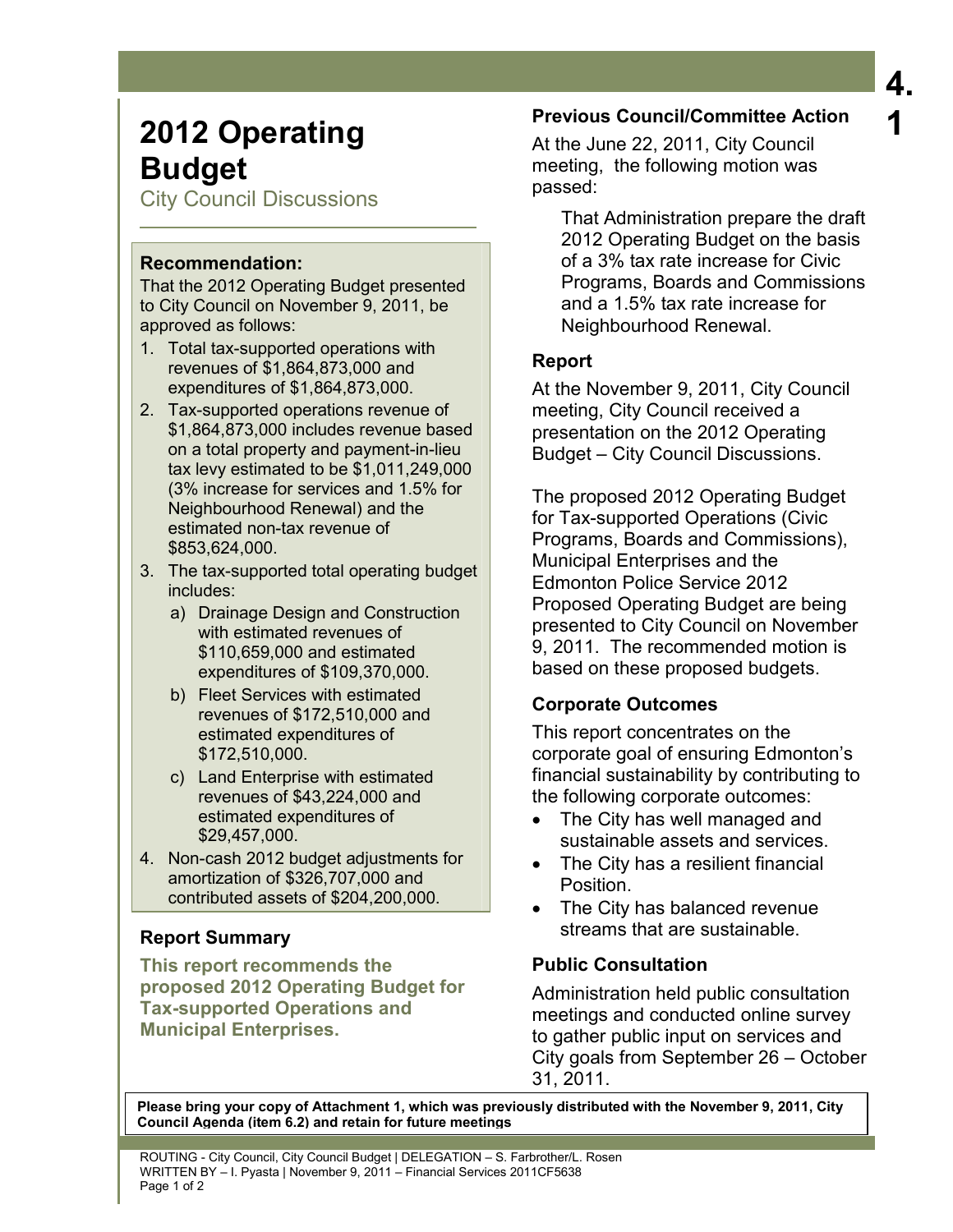# 2012 Operating Budget

City Council Discussions

### Recommendation:

That the 2012 Operating Budget presented to City Council on November 9, 2011, be approved as follows:

1. Total tax-supported operations with revenues of $1,864,873,000 and expenditures of $1,864,873,000.
2. Tax-supported operations revenue of $1,864,873,000 includes revenue based on a total property and payment-in-lieu tax levy estimated to be $1,011,249,000 (3% increase for services and 1.5% for Neighbourhood Renewal) and the estimated non-tax revenue of $853,624,000.
3. The tax-supported total operating budget includes:
   a) Drainage Design and Construction with estimated revenues of $110,659,000 and estimated expenditures of $109,370,000.
   b) Fleet Services with estimated revenues of $172,510,000 and estimated expenditures of $172,510,000.
   c) Land Enterprise with estimated revenues of $43,224,000 and estimated expenditures of $29,457,000.
4. Non-cash 2012 budget adjustments for amortization of $326,707,000 and contributed assets of $204,200,000.

### Report Summary

**This report recommends the proposed 2012 Operating Budget for Tax-supported Operations and Municipal Enterprises.**

### Previous Council/Committee Action

At the June 22, 2011, City Council meeting, the following motion was passed:

> That Administration prepare the draft 2012 Operating Budget on the basis of a 3% tax rate increase for Civic Programs, Boards and Commissions and a 1.5% tax rate increase for Neighbourhood Renewal.

### Report

At the November 9, 2011, City Council meeting, City Council received a presentation on the 2012 Operating Budget – City Council Discussions.

The proposed 2012 Operating Budget for Tax-supported Operations (Civic Programs, Boards and Commissions), Municipal Enterprises and the Edmonton Police Service 2012 Proposed Operating Budget are being presented to City Council on November 9, 2011. The recommended motion is based on these proposed budgets.

### Corporate Outcomes

This report concentrates on the corporate goal of ensuring Edmonton's financial sustainability by contributing to the following corporate outcomes:

- The City has well managed and sustainable assets and services.
- The City has a resilient financial Position.
- The City has balanced revenue streams that are sustainable.

### Public Consultation

Administration held public consultation meetings and conducted online survey to gather public input on services and City goals from September 26 – October 31, 2011.

**Please bring your copy of Attachment 1, which was previously distributed with the November 9, 2011, City Council Agenda (item 6.2) and retain for future meetings**

ROUTING - City Council, City Council Budget | DELEGATION – S. Farbrother/L. Rosen
WRITTEN BY – I. Pyasta | November 9, 2011 – Financial Services 2011CF5638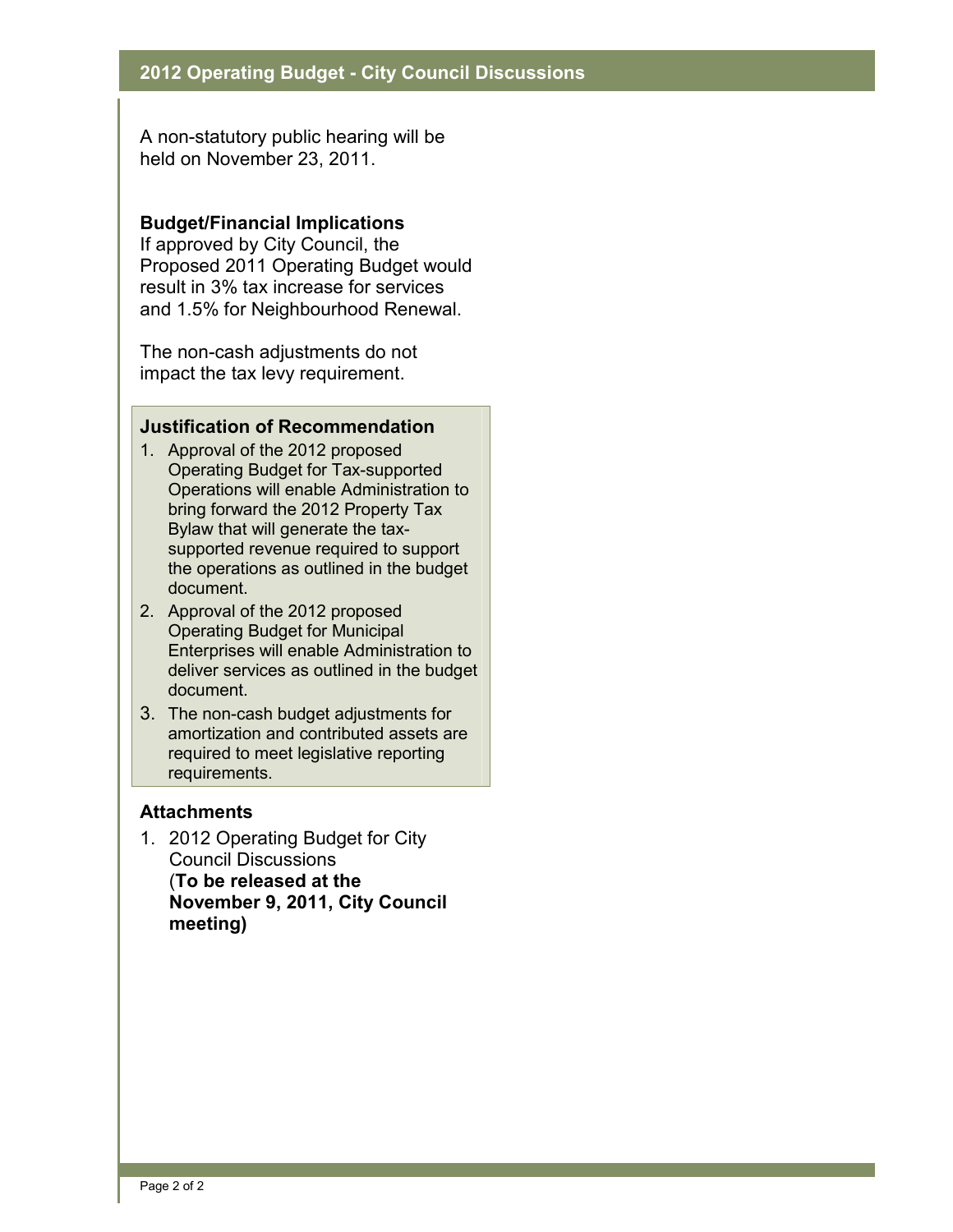A non-statutory public hearing will be held on November 23, 2011.

**Budget/Financial Implications**

If approved by City Council, the Proposed 2011 Operating Budget would result in 3% tax increase for services and 1.5% for Neighbourhood Renewal.

The non-cash adjustments do not impact the tax levy requirement.

**Justification of Recommendation**

1. Approval of the 2012 proposed Operating Budget for Tax-supported Operations will enable Administration to bring forward the 2012 Property Tax Bylaw that will generate the tax-supported revenue required to support the operations as outlined in the budget document.
2. Approval of the 2012 proposed Operating Budget for Municipal Enterprises will enable Administration to deliver services as outlined in the budget document.
3. The non-cash budget adjustments for amortization and contributed assets are required to meet legislative reporting requirements.

**Attachments**

1. 2012 Operating Budget for City Council Discussions (**To be released at the November 9, 2011, City Council meeting)**